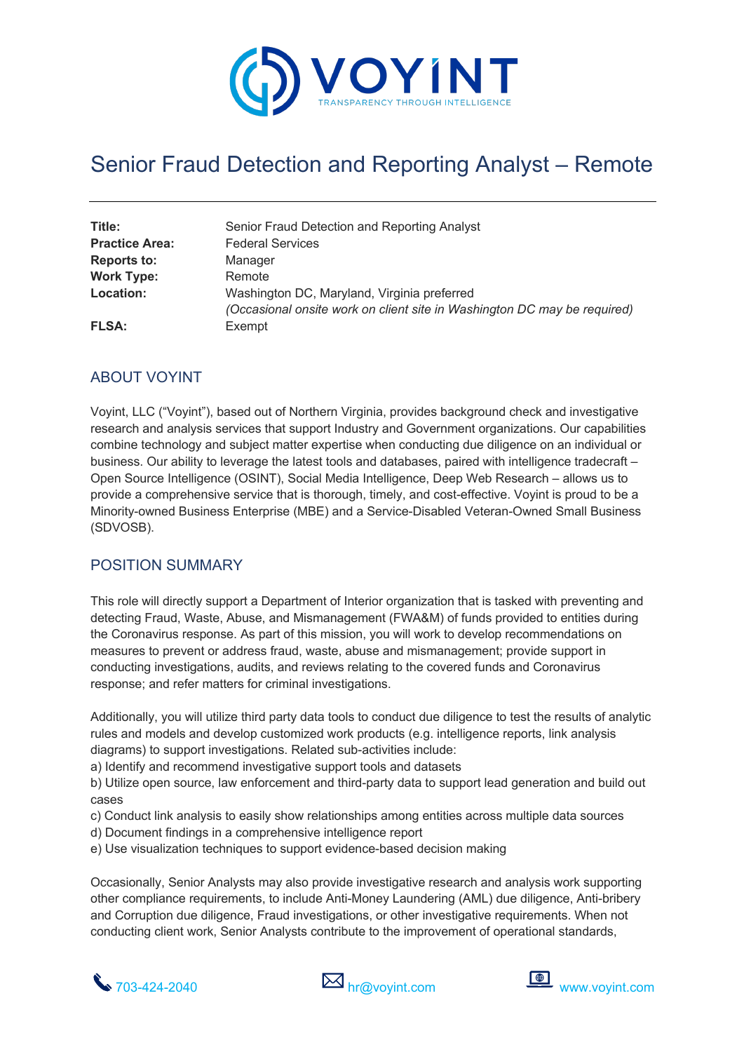# Senior Fraud Detection and Reporting Analyst – Remote

| | |
|---|---|
| **Title:** | Senior Fraud Detection and Reporting Analyst |
| **Practice Area:** | Federal Services |
| **Reports to:** | Manager |
| **Work Type:** | Remote |
| **Location:** | Washington DC, Maryland, Virginia preferred<br>*(Occasional onsite work on client site in Washington DC may be required)* |
| **FLSA:** | Exempt |

## ABOUT VOYINT

Voyint, LLC ("Voyint"), based out of Northern Virginia, provides background check and investigative research and analysis services that support Industry and Government organizations. Our capabilities combine technology and subject matter expertise when conducting due diligence on an individual or business. Our ability to leverage the latest tools and databases, paired with intelligence tradecraft – Open Source Intelligence (OSINT), Social Media Intelligence, Deep Web Research – allows us to provide a comprehensive service that is thorough, timely, and cost-effective. Voyint is proud to be a Minority-owned Business Enterprise (MBE) and a Service-Disabled Veteran-Owned Small Business (SDVOSB).

## POSITION SUMMARY

This role will directly support a Department of Interior organization that is tasked with preventing and detecting Fraud, Waste, Abuse, and Mismanagement (FWA&M) of funds provided to entities during the Coronavirus response. As part of this mission, you will work to develop recommendations on measures to prevent or address fraud, waste, abuse and mismanagement; provide support in conducting investigations, audits, and reviews relating to the covered funds and Coronavirus response; and refer matters for criminal investigations.

Additionally, you will utilize third party data tools to conduct due diligence to test the results of analytic rules and models and develop customized work products (e.g. intelligence reports, link analysis diagrams) to support investigations. Related sub-activities include:

a) Identify and recommend investigative support tools and datasets
b) Utilize open source, law enforcement and third-party data to support lead generation and build out cases
c) Conduct link analysis to easily show relationships among entities across multiple data sources
d) Document findings in a comprehensive intelligence report
e) Use visualization techniques to support evidence-based decision making

Occasionally, Senior Analysts may also provide investigative research and analysis work supporting other compliance requirements, to include Anti-Money Laundering (AML) due diligence, Anti-bribery and Corruption due diligence, Fraud investigations, or other investigative requirements. When not conducting client work, Senior Analysts contribute to the improvement of operational standards,

703-424-2040 hr@voyint.com www.voyint.com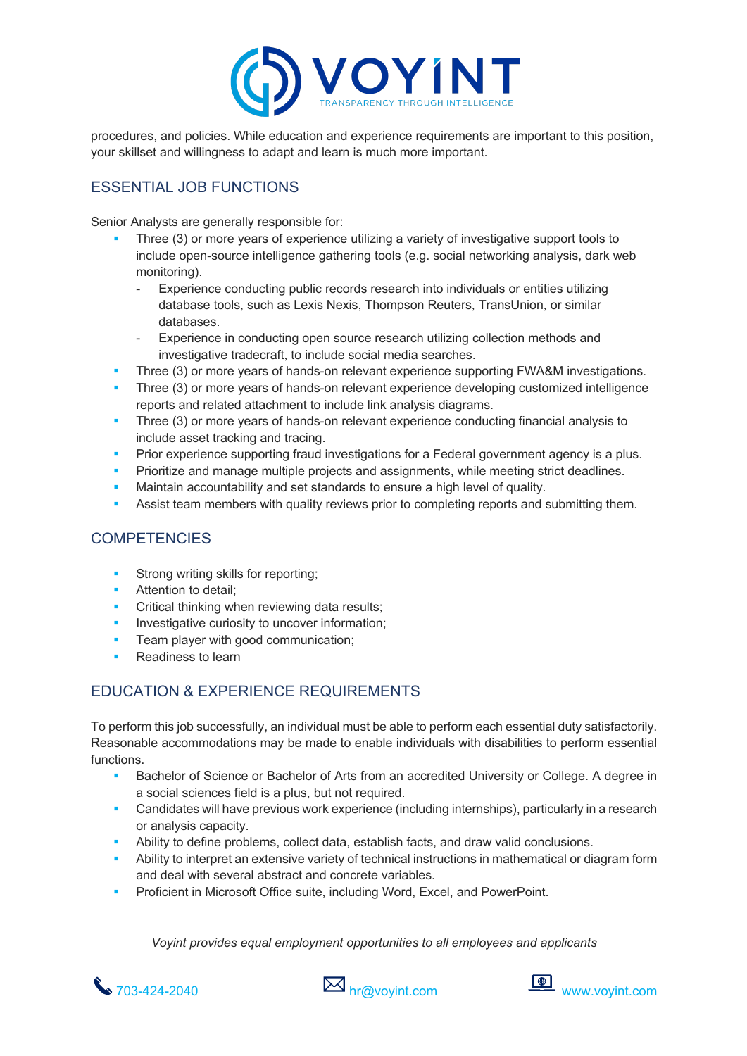procedures, and policies. While education and experience requirements are important to this position, your skillset and willingness to adapt and learn is much more important.

## ESSENTIAL JOB FUNCTIONS

Senior Analysts are generally responsible for:

- Three (3) or more years of experience utilizing a variety of investigative support tools to include open-source intelligence gathering tools (e.g. social networking analysis, dark web monitoring).
  - Experience conducting public records research into individuals or entities utilizing database tools, such as Lexis Nexis, Thompson Reuters, TransUnion, or similar databases.
  - Experience in conducting open source research utilizing collection methods and investigative tradecraft, to include social media searches.
- Three (3) or more years of hands-on relevant experience supporting FWA&M investigations.
- Three (3) or more years of hands-on relevant experience developing customized intelligence reports and related attachment to include link analysis diagrams.
- Three (3) or more years of hands-on relevant experience conducting financial analysis to include asset tracking and tracing.
- Prior experience supporting fraud investigations for a Federal government agency is a plus.
- Prioritize and manage multiple projects and assignments, while meeting strict deadlines.
- Maintain accountability and set standards to ensure a high level of quality.
- Assist team members with quality reviews prior to completing reports and submitting them.

## COMPETENCIES

- Strong writing skills for reporting;
- Attention to detail;
- Critical thinking when reviewing data results;
- Investigative curiosity to uncover information;
- Team player with good communication;
- Readiness to learn

## EDUCATION & EXPERIENCE REQUIREMENTS

To perform this job successfully, an individual must be able to perform each essential duty satisfactorily. Reasonable accommodations may be made to enable individuals with disabilities to perform essential functions.

- Bachelor of Science or Bachelor of Arts from an accredited University or College. A degree in a social sciences field is a plus, but not required.
- Candidates will have previous work experience (including internships), particularly in a research or analysis capacity.
- Ability to define problems, collect data, establish facts, and draw valid conclusions.
- Ability to interpret an extensive variety of technical instructions in mathematical or diagram form and deal with several abstract and concrete variables.
- Proficient in Microsoft Office suite, including Word, Excel, and PowerPoint.

*Voyint provides equal employment opportunities to all employees and applicants*

703-424-2040 hr@voyint.com www.voyint.com